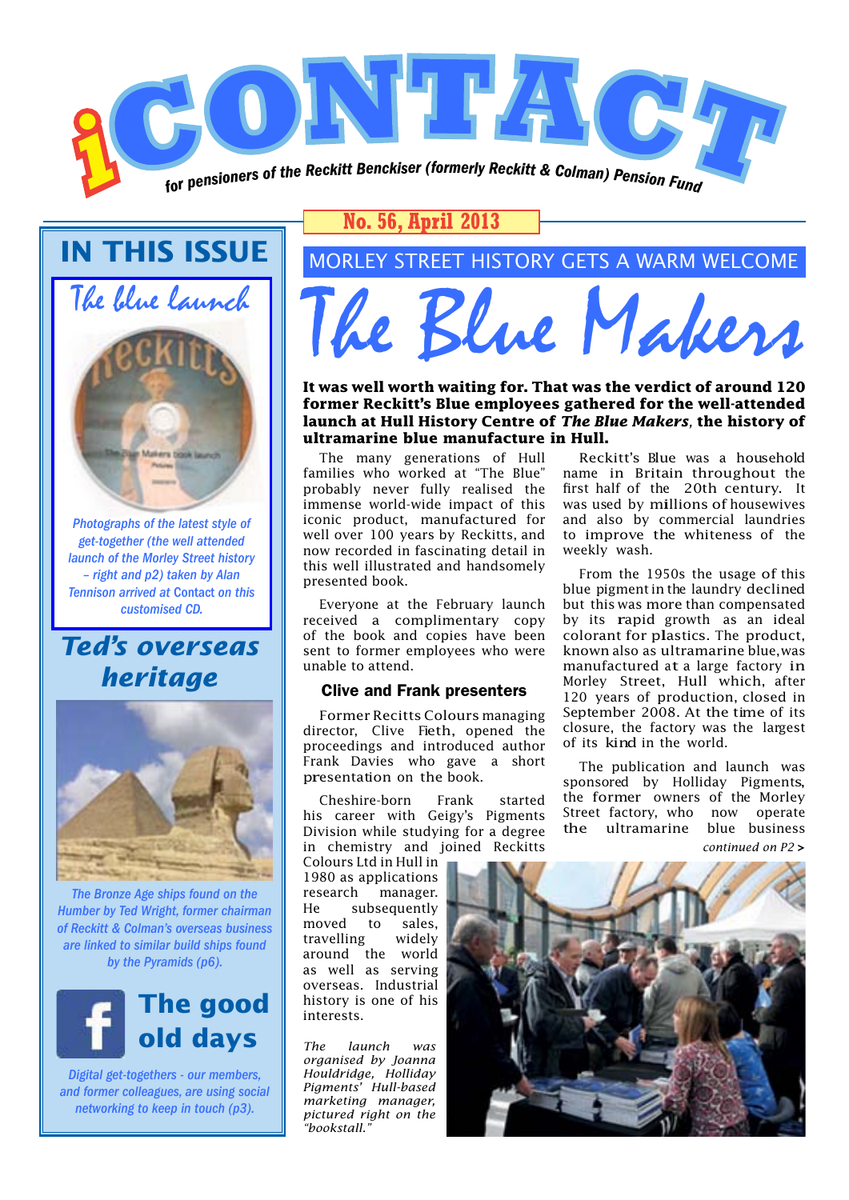# iCONTACT

for pensioners of the Reckitt Benckiser (formerly Reckitt & Colman) Pension Fund

**No. 56, April 2013**

## IN THIS ISSUE

### The blue launch

*Photographs of the latest style of get-together (the well attended launch of the Morley Street history – right and p2) taken by Alan Tennison arrived at Contact on this customised CD.*

### Ted's overseas heritage

*The Bronze Age ships found on the Humber by Ted Wright, former chairman of Reckitt & Colman's overseas business are linked to similar build ships found by the Pyramids (p6).*

### The good old days

*Digital get-togethers - our members, and former colleagues, are using social networking to keep in touch (p3).*

---

## MORLEY STREET HISTORY GETS A WARM WELCOME

# The Blue Makers

**It was well worth waiting for. That was the verdict of around 120 former Reckitt's Blue employees gathered for the well-attended launch at Hull History Centre of *The Blue Makers*, the history of ultramarine blue manufacture in Hull.**

The many generations of Hull families who worked at "The Blue" probably never fully realised the immense world-wide impact of this iconic product, manufactured for well over 100 years by Reckitts, and now recorded in fascinating detail in this well illustrated and handsomely presented book.

Everyone at the February launch received a complimentary copy of the book and copies have been sent to former employees who were unable to attend.

### Clive and Frank presenters

Former Recitts Colours managing director, Clive Fieth, opened the proceedings and introduced author Frank Davies who gave a short presentation on the book.

Cheshire-born Frank started his career with Geigy's Pigments Division while studying for a degree in chemistry and joined Reckitts Colours Ltd in Hull in 1980 as applications research manager. He subsequently moved to sales, travelling widely around the world as well as serving overseas. Industrial history is one of his interests.

*The launch was organised by Joanna Houldridge, Holliday Pigments' Hull-based marketing manager, pictured right on the "bookstall."*

Reckitt's Blue was a household name in Britain throughout the first half of the 20th century. It was used by millions of housewives and also by commercial laundries to improve the whiteness of the weekly wash.

From the 1950s the usage of this blue pigment in the laundry declined but this was more than compensated by its rapid growth as an ideal colorant for plastics. The product, known also as ultramarine blue, was manufactured at a large factory in Morley Street, Hull which, after 120 years of production, closed in September 2008. At the time of its closure, the factory was the largest of its kind in the world.

The publication and launch was sponsored by Holliday Pigments, the former owners of the Morley Street factory, who now operate the ultramarine blue business

*continued on P2 >*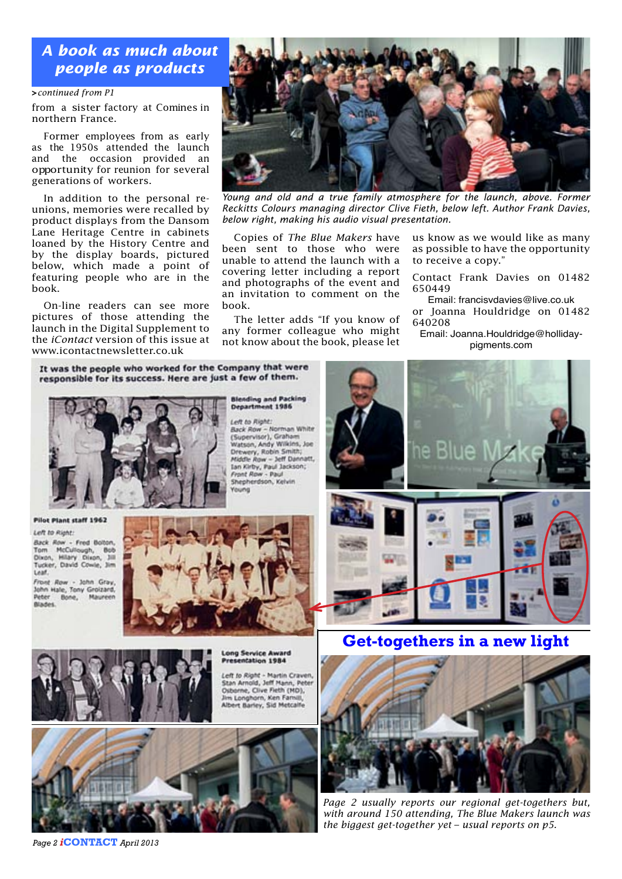## A book as much about people as products

*>continued from P1*

from a sister factory at Comines in northern France.

Former employees from as early as the 1950s attended the launch and the occasion provided an opportunity for reunion for several generations of workers.

In addition to the personal re-unions, memories were recalled by product displays from the Dansom Lane Heritage Centre in cabinets loaned by the History Centre and by the display boards, pictured below, which made a point of featuring people who are in the book.

On-line readers can see more pictures of those attending the launch in the Digital Supplement to the *iContact* version of this issue at www.icontactnewsletter.co.uk

*Young and old and a true family atmosphere for the launch, above. Former Reckitts Colours managing director Clive Fieth, below left. Author Frank Davies, below right, making his audio visual presentation.*

Copies of *The Blue Makers* have been sent to those who were unable to attend the launch with a covering letter including a report and photographs of the event and an invitation to comment on the book.

The letter adds "If you know of any former colleague who might not know about the book, please let us know as we would like as many as possible to have the opportunity to receive a copy."

Contact Frank Davies on 01482 650449

Email: francisvdavies@live.co.uk

or Joanna Houldridge on 01482 640208

Email: Joanna.Houldridge@holliday-pigments.com

It was the people who worked for the Company that were responsible for its success. Here are just a few of them.

**Blending and Packing Department 1986**

*Left to Right:* Back Row – Norman White (Supervisor), Graham Watson, Andy Wilkins, Joe Drewery, Robin Smith; Middle Row – Jeff Dannatt, Ian Kirby, Paul Jackson; Front Row – Paul Shepherdson, Kelvin Young

**Pilot Plant staff 1962**

*Left to Right:* Back Row - Fred Bolton, Tom McCullough, Bob Dixon, Hilary Dixon, Jill Tucker, David Cowie, Jim Leaf. Front Row - John Gray, John Hale, Tony Groizard, Peter Bone, Maureen Blades.

**Long Service Award Presentation 1984**

Left to Right - Martin Craven, Stan Arnold, Jeff Mann, Peter Osborne, Clive Fieth (MD), Jim Longhorn, Ken Farnill, Albert Barley, Sid Metcalfe

## Get-togethers in a new light

*Page 2 usually reports our regional get-togethers but, with around 150 attending, The Blue Makers launch was the biggest get-together yet – usual reports on p5.*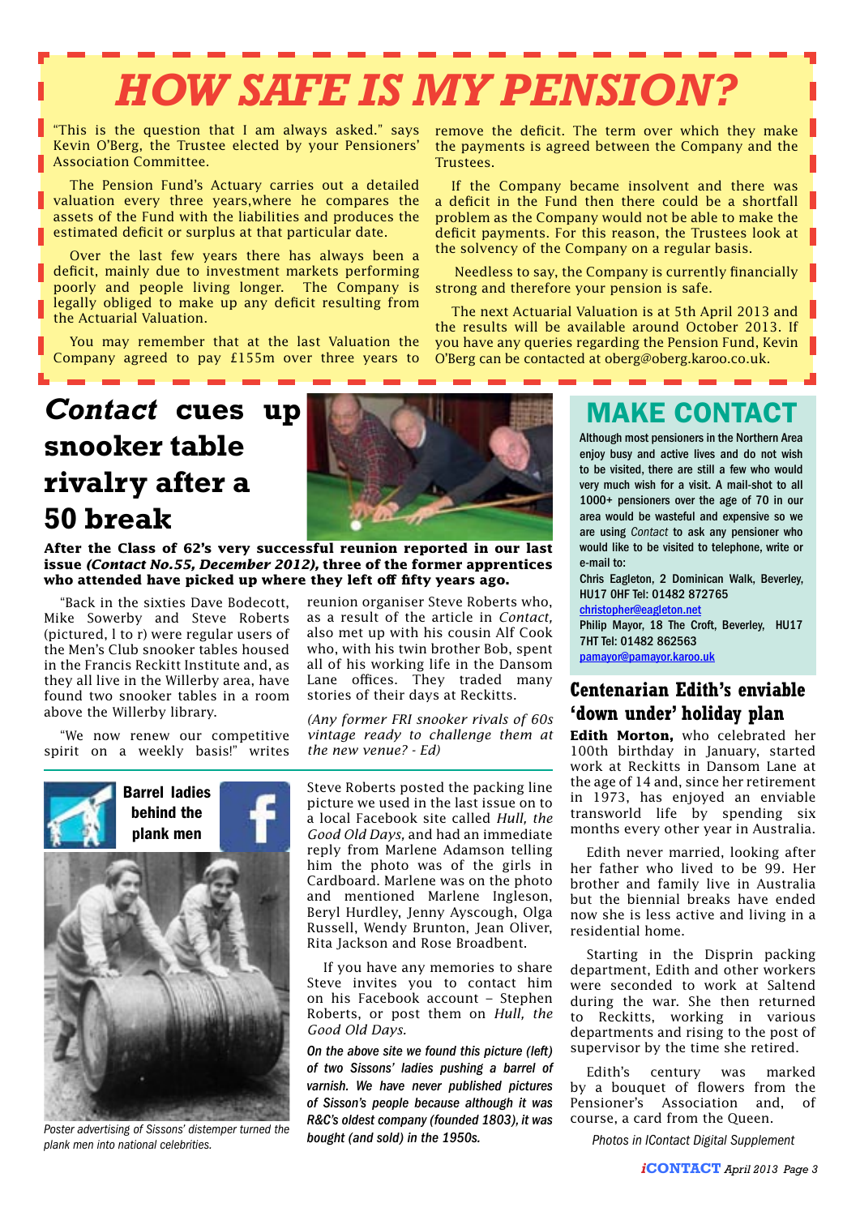# HOW SAFE IS MY PENSION?

"This is the question that I am always asked." says Kevin O'Berg, the Trustee elected by your Pensioners' Association Committee.

The Pension Fund's Actuary carries out a detailed valuation every three years,where he compares the assets of the Fund with the liabilities and produces the estimated deficit or surplus at that particular date.

Over the last few years there has always been a deficit, mainly due to investment markets performing poorly and people living longer. The Company is legally obliged to make up any deficit resulting from the Actuarial Valuation.

You may remember that at the last Valuation the Company agreed to pay £155m over three years to remove the deficit. The term over which they make the payments is agreed between the Company and the Trustees.

If the Company became insolvent and there was a deficit in the Fund then there could be a shortfall problem as the Company would not be able to make the deficit payments. For this reason, the Trustees look at the solvency of the Company on a regular basis.

Needless to say, the Company is currently financially strong and therefore your pension is safe.

The next Actuarial Valuation is at 5th April 2013 and the results will be available around October 2013. If you have any queries regarding the Pension Fund, Kevin O'Berg can be contacted at oberg@oberg.karoo.co.uk.

## *Contact* cues up snooker table rivalry after a 50 break

**After the Class of 62's very successful reunion reported in our last issue *(Contact No.55, December 2012)*, three of the former apprentices who attended have picked up where they left off fifty years ago.**

"Back in the sixties Dave Bodecott, Mike Sowerby and Steve Roberts (pictured, l to r) were regular users of the Men's Club snooker tables housed in the Francis Reckitt Institute and, as they all live in the Willerby area, have found two snooker tables in a room above the Willerby library.

"We now renew our competitive spirit on a weekly basis!" writes reunion organiser Steve Roberts who, as a result of the article in *Contact*, also met up with his cousin Alf Cook who, with his twin brother Bob, spent all of his working life in the Dansom Lane offices. They traded many stories of their days at Reckitts.

*(Any former FRI snooker rivals of 60s vintage ready to challenge them at the new venue? - Ed)*

## Barrel ladies behind the plank men

*Poster advertising of Sissons' distemper turned the plank men into national celebrities.*

Steve Roberts posted the packing line picture we used in the last issue on to a local Facebook site called *Hull, the Good Old Days,* and had an immediate reply from Marlene Adamson telling him the photo was of the girls in Cardboard. Marlene was on the photo and mentioned Marlene Ingleson, Beryl Hurdley, Jenny Ayscough, Olga Russell, Wendy Brunton, Jean Oliver, Rita Jackson and Rose Broadbent.

If you have any memories to share Steve invites you to contact him on his Facebook account – Stephen Roberts, or post them on *Hull, the Good Old Days.*

***On the above site we found this picture (left) of two Sissons' ladies pushing a barrel of varnish. We have never published pictures of Sisson's people because although it was R&C's oldest company (founded 1803), it was bought (and sold) in the 1950s.***

## MAKE CONTACT

**Although most pensioners in the Northern Area enjoy busy and active lives and do not wish to be visited, there are still a few who would very much wish for a visit. A mail-shot to all 1000+ pensioners over the age of 70 in our area would be wasteful and expensive so we are using *Contact* to ask any pensioner who would like to be visited to telephone, write or e-mail to:**

**Chris Eagleton, 2 Dominican Walk, Beverley, HU17 0HF Tel: 01482 872765**
**christopher@eagleton.net**

**Philip Mayor, 18 The Croft, Beverley, HU17 7HT Tel: 01482 862563**
**pamayor@pamayor.karoo.uk**

## Centenarian Edith's enviable 'down under' holiday plan

**Edith Morton,** who celebrated her 100th birthday in January, started work at Reckitts in Dansom Lane at the age of 14 and, since her retirement in 1973, has enjoyed an enviable transworld life by spending six months every other year in Australia.

Edith never married, looking after her father who lived to be 99. Her brother and family live in Australia but the biennial breaks have ended now she is less active and living in a residential home.

Starting in the Disprin packing department, Edith and other workers were seconded to work at Saltend during the war. She then returned to Reckitts, working in various departments and rising to the post of supervisor by the time she retired.

Edith's century was marked by a bouquet of flowers from the Pensioner's Association and, of course, a card from the Queen.

*Photos in IContact Digital Supplement*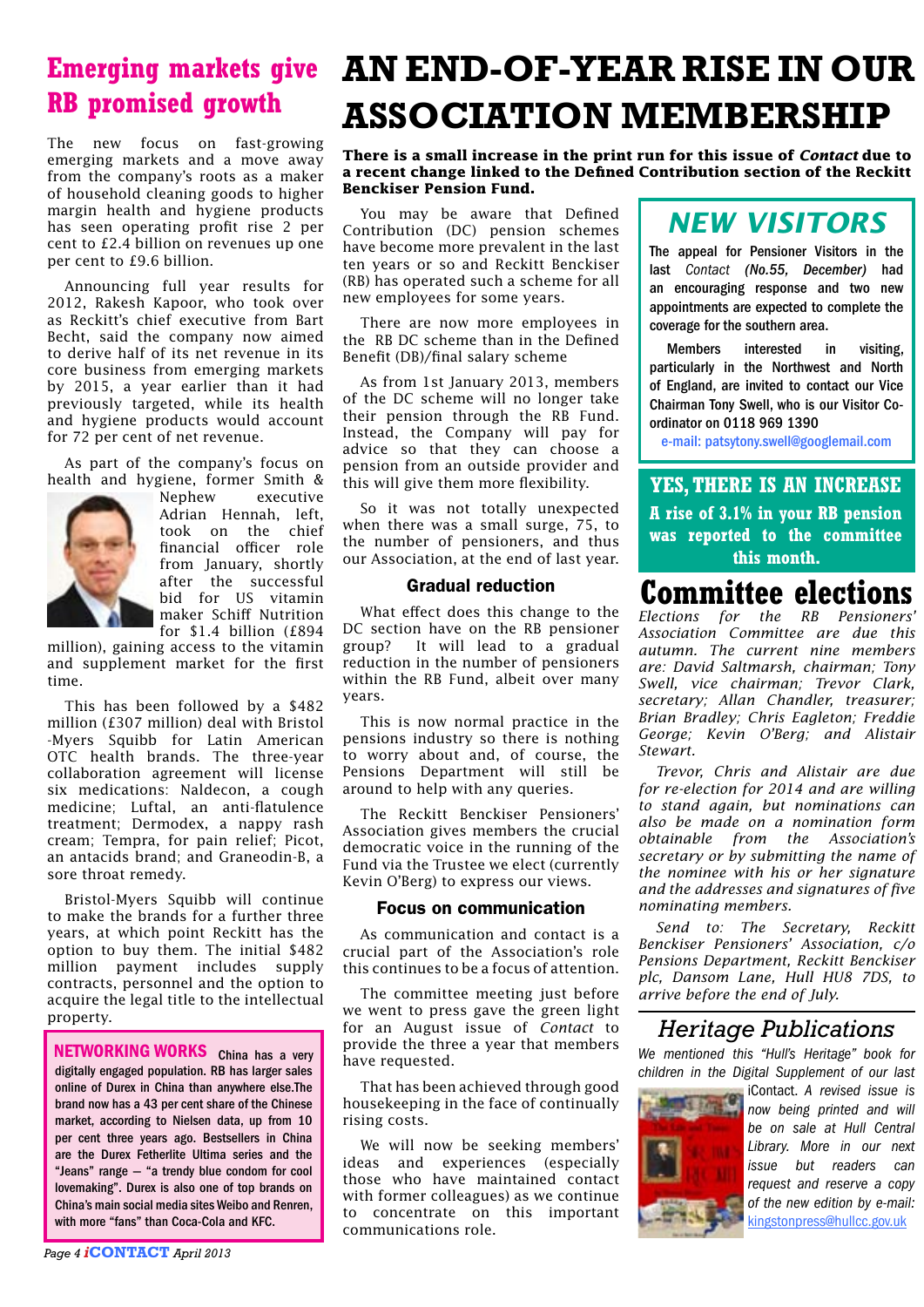# AN END-OF-YEAR RISE IN OUR ASSOCIATION MEMBERSHIP

**There is a small increase in the print run for this issue of *Contact* due to a recent change linked to the Defined Contribution section of the Reckitt Benckiser Pension Fund.**

You may be aware that Defined Contribution (DC) pension schemes have become more prevalent in the last ten years or so and Reckitt Benckiser (RB) has operated such a scheme for all new employees for some years.

There are now more employees in the RB DC scheme than in the Defined Benefit (DB)/final salary scheme

As from 1st January 2013, members of the DC scheme will no longer take their pension through the RB Fund. Instead, the Company will pay for advice so that they can choose a pension from an outside provider and this will give them more flexibility.

So it was not totally unexpected when there was a small surge, 75, to the number of pensioners, and thus our Association, at the end of last year.

### Gradual reduction

What effect does this change to the DC section have on the RB pensioner group? It will lead to a gradual reduction in the number of pensioners within the RB Fund, albeit over many years.

This is now normal practice in the pensions industry so there is nothing to worry about and, of course, the Pensions Department will still be around to help with any queries.

The Reckitt Benckiser Pensioners' Association gives members the crucial democratic voice in the running of the Fund via the Trustee we elect (currently Kevin O'Berg) to express our views.

### Focus on communication

As communication and contact is a crucial part of the Association's role this continues to be a focus of attention.

The committee meeting just before we went to press gave the green light for an August issue of *Contact* to provide the three a year that members have requested.

That has been achieved through good housekeeping in the face of continually rising costs.

We will now be seeking members' ideas and experiences (especially those who have maintained contact with former colleagues) as we continue to concentrate on this important communications role.

## Emerging markets give RB promised growth

The new focus on fast-growing emerging markets and a move away from the company's roots as a maker of household cleaning goods to higher margin health and hygiene products has seen operating profit rise 2 per cent to £2.4 billion on revenues up one per cent to £9.6 billion.

Announcing full year results for 2012, Rakesh Kapoor, who took over as Reckitt's chief executive from Bart Becht, said the company now aimed to derive half of its net revenue in its core business from emerging markets by 2015, a year earlier than it had previously targeted, while its health and hygiene products would account for 72 per cent of net revenue.

As part of the company's focus on health and hygiene, former Smith & Nephew executive Adrian Hennah, left, took on the chief financial officer role from January, shortly after the successful bid for US vitamin maker Schiff Nutrition for $1.4 billion (£894 million), gaining access to the vitamin and supplement market for the first time.

This has been followed by a $482 million (£307 million) deal with Bristol -Myers Squibb for Latin American OTC health brands. The three-year collaboration agreement will license six medications: Naldecon, a cough medicine; Luftal, an anti-flatulence treatment; Dermodex, a nappy rash cream; Tempra, for pain relief; Picot, an antacids brand; and Graneodin-B, a sore throat remedy.

Bristol-Myers Squibb will continue to make the brands for a further three years, at which point Reckitt has the option to buy them. The initial $482 million payment includes supply contracts, personnel and the option to acquire the legal title to the intellectual property.

**NETWORKING WORKS** China has a very digitally engaged population. RB has larger sales online of Durex in China than anywhere else.The brand now has a 43 per cent share of the Chinese market, according to Nielsen data, up from 10 per cent three years ago. Bestsellers in China are the Durex Fetherlite Ultima series and the "Jeans" range – "a trendy blue condom for cool lovemaking". Durex is also one of top brands on China's main social media sites Weibo and Renren, with more "fans" than Coca-Cola and KFC.

## NEW VISITORS

The appeal for Pensioner Visitors in the last *Contact (No.55, December)* had an encouraging response and two new appointments are expected to complete the coverage for the southern area.

Members interested in visiting, particularly in the Northwest and North of England, are invited to contact our Vice Chairman Tony Swell, who is our Visitor Co-ordinator on **0118 969 1390**

e-mail: patsytony.swell@googlemail.com

## YES, THERE IS AN INCREASE

**A rise of 3.1% in your RB pension was reported to the committee this month.**

## Committee elections

*Elections for the RB Pensioners' Association Committee are due this autumn. The current nine members are: David Saltmarsh, chairman; Tony Swell, vice chairman; Trevor Clark, secretary; Allan Chandler, treasurer; Brian Bradley; Chris Eagleton; Freddie George; Kevin O'Berg; and Alistair Stewart.*

*Trevor, Chris and Alistair are due for re-election for 2014 and are willing to stand again, but nominations can also be made on a nomination form obtainable from the Association's secretary or by submitting the name of the nominee with his or her signature and the addresses and signatures of five nominating members.*

*Send to: The Secretary, Reckitt Benckiser Pensioners' Association, c/o Pensions Department, Reckitt Benckiser plc, Dansom Lane, Hull HU8 7DS, to arrive before the end of July.*

## Heritage Publications

*We mentioned this "Hull's Heritage" book for children in the Digital Supplement of our last* iContact. *A revised issue is now being printed and will be on sale at Hull Central Library. More in our next issue but readers can request and reserve a copy of the new edition by e-mail:* kingstonpress@hullcc.gov.uk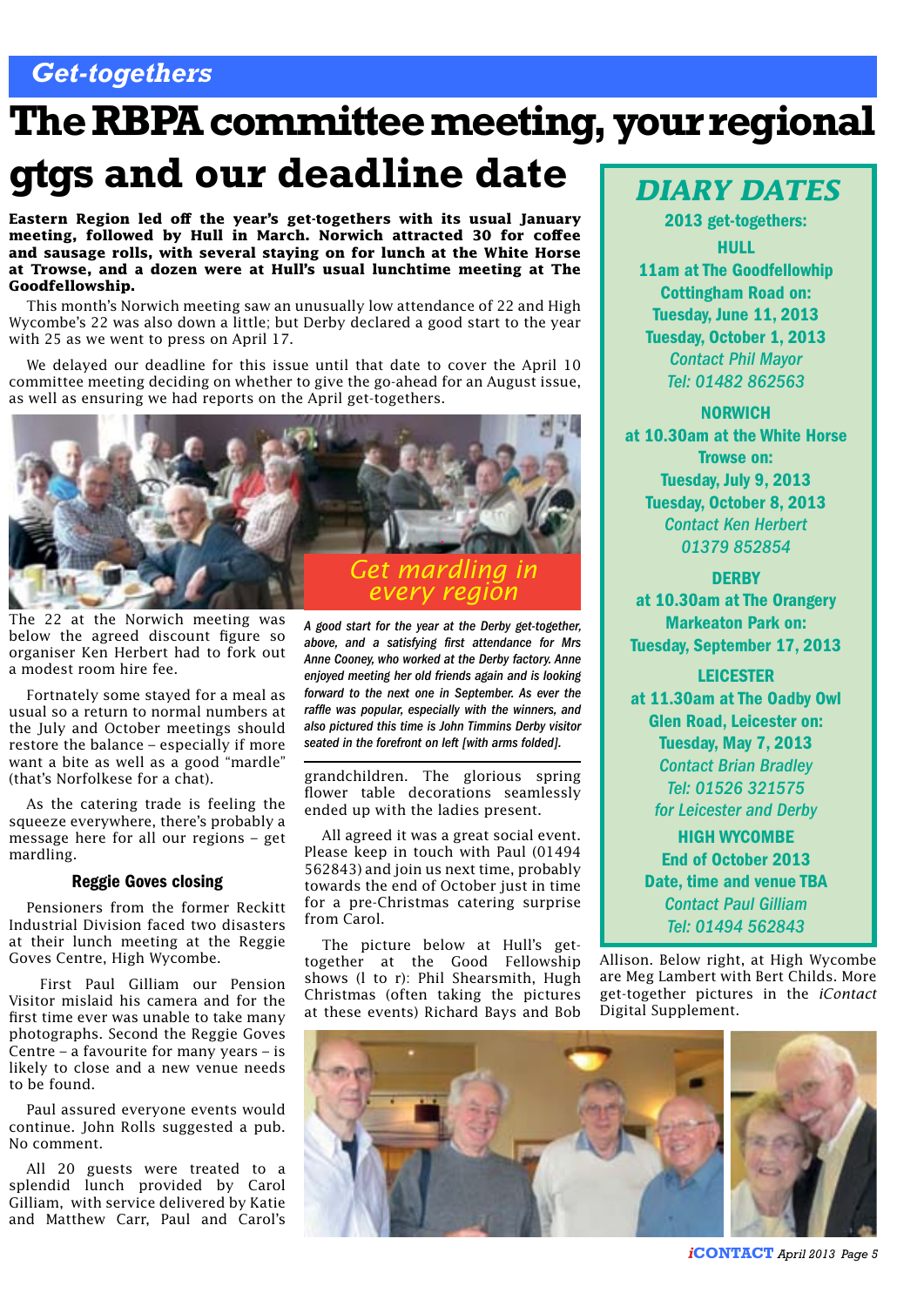*Get-togethers*

# The RBPA committee meeting, your regional gtgs and our deadline date

**Eastern Region led off the year's get-togethers with its usual January meeting, followed by Hull in March. Norwich attracted 30 for coffee and sausage rolls, with several staying on for lunch at the White Horse at Trowse, and a dozen were at Hull's usual lunchtime meeting at The Goodfellowship.**

This month's Norwich meeting saw an unusually low attendance of 22 and High Wycombe's 22 was also down a little; but Derby declared a good start to the year with 25 as we went to press on April 17.

We delayed our deadline for this issue until that date to cover the April 10 committee meeting deciding on whether to give the go-ahead for an August issue, as well as ensuring we had reports on the April get-togethers.

Get mardling in every region

The 22 at the Norwich meeting was below the agreed discount figure so organiser Ken Herbert had to fork out a modest room hire fee.

Fortnately some stayed for a meal as usual so a return to normal numbers at the July and October meetings should restore the balance – especially if more want a bite as well as a good "mardle" (that's Norfolkese for a chat).

As the catering trade is feeling the squeeze everywhere, there's probably a message here for all our regions – get mardling.

### Reggie Goves closing

Pensioners from the former Reckitt Industrial Division faced two disasters at their lunch meeting at the Reggie Goves Centre, High Wycombe.

First Paul Gilliam our Pension Visitor mislaid his camera and for the first time ever was unable to take many photographs. Second the Reggie Goves Centre – a favourite for many years – is likely to close and a new venue needs to be found.

Paul assured everyone events would continue. John Rolls suggested a pub. No comment.

All 20 guests were treated to a splendid lunch provided by Carol Gilliam, with service delivered by Katie and Matthew Carr, Paul and Carol's grandchildren. The glorious spring flower table decorations seamlessly ended up with the ladies present.

All agreed it was a great social event. Please keep in touch with Paul (01494 562843) and join us next time, probably towards the end of October just in time for a pre-Christmas catering surprise from Carol.

*A good start for the year at the Derby get-together, above, and a satisfying first attendance for Mrs Anne Cooney, who worked at the Derby factory. Anne enjoyed meeting her old friends again and is looking forward to the next one in September. As ever the raffle was popular, especially with the winners, and also pictured this time is John Timmins Derby visitor seated in the forefront on left [with arms folded].*

The picture below at Hull's get-together at the Good Fellowship shows (l to r): Phil Shearsmith, Hugh Christmas (often taking the pictures at these events) Richard Bays and Bob Allison. Below right, at High Wycombe are Meg Lambert with Bert Childs. More get-together pictures in the *iContact* Digital Supplement.

## DIARY DATES

**2013 get-togethers:**

**HULL**
**11am at The Goodfellowship Cottingham Road on:**
**Tuesday, June 11, 2013**
**Tuesday, October 1, 2013**
*Contact Phil Mayor*
*Tel: 01482 862563*

**NORWICH**
**at 10.30am at the White Horse Trowse on:**
**Tuesday, July 9, 2013**
**Tuesday, October 8, 2013**
*Contact Ken Herbert*
*01379 852854*

**DERBY**
**at 10.30am at The Orangery Markeaton Park on:**
**Tuesday, September 17, 2013**

**LEICESTER**
**at 11.30am at The Oadby Owl Glen Road, Leicester on:**
**Tuesday, May 7, 2013**
*Contact Brian Bradley*
*Tel: 01526 321575*
*for Leicester and Derby*

**HIGH WYCOMBE**
**End of October 2013**
**Date, time and venue TBA**
*Contact Paul Gilliam*
*Tel: 01494 562843*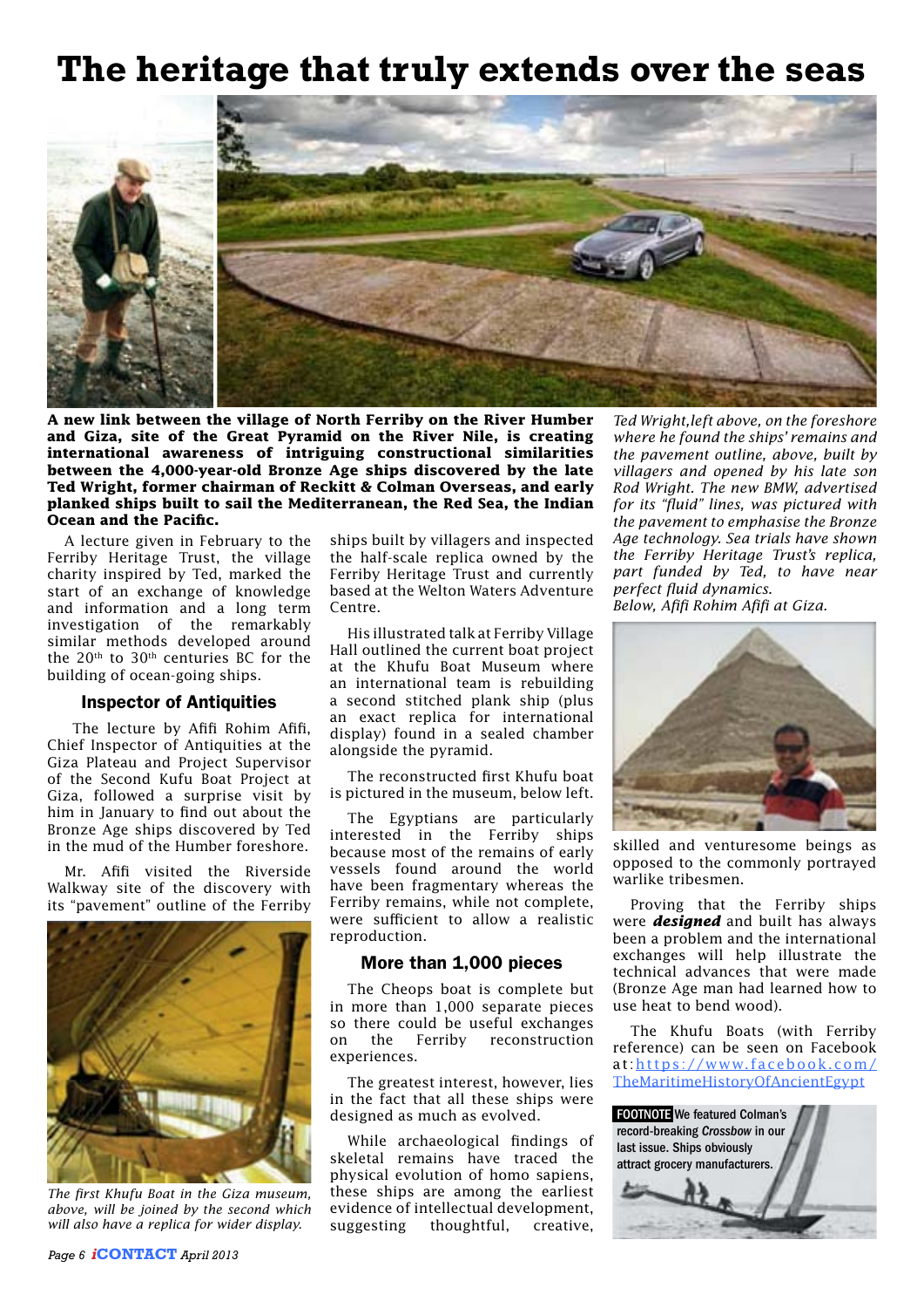# The heritage that truly extends over the seas

**A new link between the village of North Ferriby on the River Humber and Giza, site of the Great Pyramid on the River Nile, is creating international awareness of intriguing constructional similarities between the 4,000-year-old Bronze Age ships discovered by the late Ted Wright, former chairman of Reckitt & Colman Overseas, and early planked ships built to sail the Mediterranean, the Red Sea, the Indian Ocean and the Pacific.**

*Ted Wright, left above, on the foreshore where he found the ships' remains and the pavement outline, above, built by villagers and opened by his late son Rod Wright. The new BMW, advertised for its "fluid" lines, was pictured with the pavement to emphasise the Bronze Age technology. Sea trials have shown the Ferriby Heritage Trust's replica, part funded by Ted, to have near perfect fluid dynamics.*

*Below, Afifi Rohim Afifi at Giza.*

A lecture given in February to the Ferriby Heritage Trust, the village charity inspired by Ted, marked the start of an exchange of knowledge and information and a long term investigation of the remarkably similar methods developed around the 20th to 30th centuries BC for the building of ocean-going ships.

### Inspector of Antiquities

The lecture by Afifi Rohim Afifi, Chief Inspector of Antiquities at the Giza Plateau and Project Supervisor of the Second Kufu Boat Project at Giza, followed a surprise visit by him in January to find out about the Bronze Age ships discovered by Ted in the mud of the Humber foreshore.

Mr. Afifi visited the Riverside Walkway site of the discovery with its "pavement" outline of the Ferriby ships built by villagers and inspected the half-scale replica owned by the Ferriby Heritage Trust and currently based at the Welton Waters Adventure Centre.

*The first Khufu Boat in the Giza museum, above, will be joined by the second which will also have a replica for wider display.*

His illustrated talk at Ferriby Village Hall outlined the current boat project at the Khufu Boat Museum where an international team is rebuilding a second stitched plank ship (plus an exact replica for international display) found in a sealed chamber alongside the pyramid.

The reconstructed first Khufu boat is pictured in the museum, below left.

The Egyptians are particularly interested in the Ferriby ships because most of the remains of early vessels found around the world have been fragmentary whereas the Ferriby remains, while not complete, were sufficient to allow a realistic reproduction.

### More than 1,000 pieces

The Cheops boat is complete but in more than 1,000 separate pieces so there could be useful exchanges on the Ferriby reconstruction experiences.

The greatest interest, however, lies in the fact that all these ships were designed as much as evolved.

While archaeological findings of skeletal remains have traced the physical evolution of homo sapiens, these ships are among the earliest evidence of intellectual development, suggesting thoughtful, creative, skilled and venturesome beings as opposed to the commonly portrayed warlike tribesmen.

Proving that the Ferriby ships were ***designed*** and built has always been a problem and the international exchanges will help illustrate the technical advances that were made (Bronze Age man had learned how to use heat to bend wood).

The Khufu Boats (with Ferriby reference) can be seen on Facebook at: https://www.facebook.com/TheMaritimeHistoryOfAncientEgypt

**FOOTNOTE** We featured Colman's record-breaking *Crossbow* in our last issue. Ships obviously attract grocery manufacturers.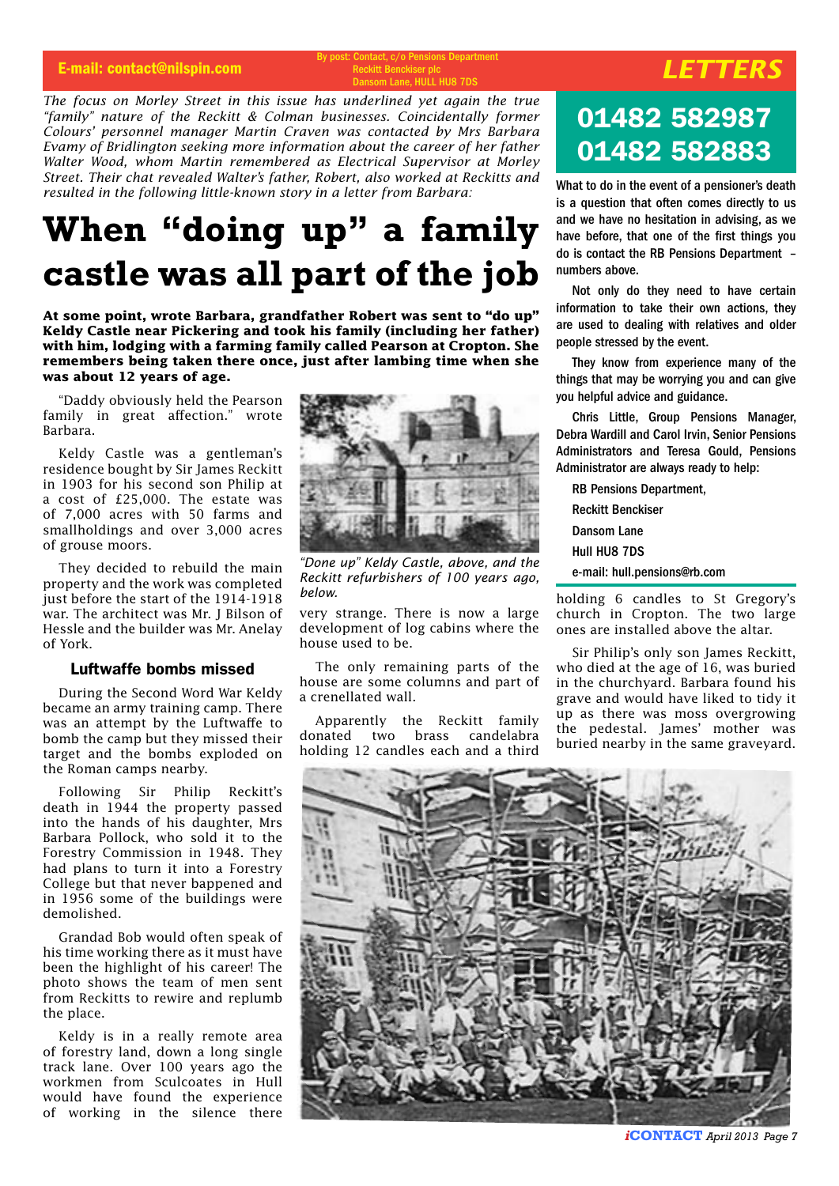E-mail: contact@nilspin.com

By post: Contact, c/o Pensions Department
Reckitt Benckiser plc
Dansom Lane, HULL HU8 7DS

## LETTERS

*The focus on Morley Street in this issue has underlined yet again the true "family" nature of the Reckitt & Colman businesses. Coincidentally former Colours' personnel manager Martin Craven was contacted by Mrs Barbara Evamy of Bridlington seeking more information about the career of her father Walter Wood, whom Martin remembered as Electrical Supervisor at Morley Street. Their chat revealed Walter's father, Robert, also worked at Reckitts and resulted in the following little-known story in a letter from Barbara:*

# When "doing up" a family castle was all part of the job

**At some point, wrote Barbara, grandfather Robert was sent to "do up" Keldy Castle near Pickering and took his family (including her father) with him, lodging with a farming family called Pearson at Cropton. She remembers being taken there once, just after lambing time when she was about 12 years of age.**

"Daddy obviously held the Pearson family in great affection." wrote Barbara.

Keldy Castle was a gentleman's residence bought by Sir James Reckitt in 1903 for his second son Philip at a cost of £25,000. The estate was of 7,000 acres with 50 farms and smallholdings and over 3,000 acres of grouse moors.

They decided to rebuild the main property and the work was completed just before the start of the 1914-1918 war. The architect was Mr. J Bilson of Hessle and the builder was Mr. Anelay of York.

### Luftwaffe bombs missed

During the Second Word War Keldy became an army training camp. There was an attempt by the Luftwaffe to bomb the camp but they missed their target and the bombs exploded on the Roman camps nearby.

Following Sir Philip Reckitt's death in 1944 the property passed into the hands of his daughter, Mrs Barbara Pollock, who sold it to the Forestry Commission in 1948. They had plans to turn it into a Forestry College but that never bappened and in 1956 some of the buildings were demolished.

Grandad Bob would often speak of his time working there as it must have been the highlight of his career! The photo shows the team of men sent from Reckitts to rewire and replumb the place.

Keldy is in a really remote area of forestry land, down a long single track lane. Over 100 years ago the workmen from Sculcoates in Hull would have found the experience of working in the silence there very strange. There is now a large development of log cabins where the house used to be.

*"Done up" Keldy Castle, above, and the Reckitt refurbishers of 100 years ago, below.*

The only remaining parts of the house are some columns and part of a crenellated wall.

Apparently the Reckitt family donated two brass candelabra holding 12 candles each and a third holding 6 candles to St Gregory's church in Cropton. The two large ones are installed above the altar.

Sir Philip's only son James Reckitt, who died at the age of 16, was buried in the churchyard. Barbara found his grave and would have liked to tidy it up as there was moss overgrowing the pedestal. James' mother was buried nearby in the same graveyard.

## 01482 582987
## 01482 582883

What to do in the event of a pensioner's death is a question that often comes directly to us and we have no hesitation in advising, as we have before, that one of the first things you do is contact the RB Pensions Department – numbers above.

Not only do they need to have certain information to take their own actions, they are used to dealing with relatives and older people stressed by the event.

They know from experience many of the things that may be worrying you and can give you helpful advice and guidance.

Chris Little, Group Pensions Manager, Debra Wardill and Carol Irvin, Senior Pensions Administrators and Teresa Gould, Pensions Administrator are always ready to help:

RB Pensions Department,
Reckitt Benckiser
Dansom Lane
Hull HU8 7DS
e-mail: hull.pensions@rb.com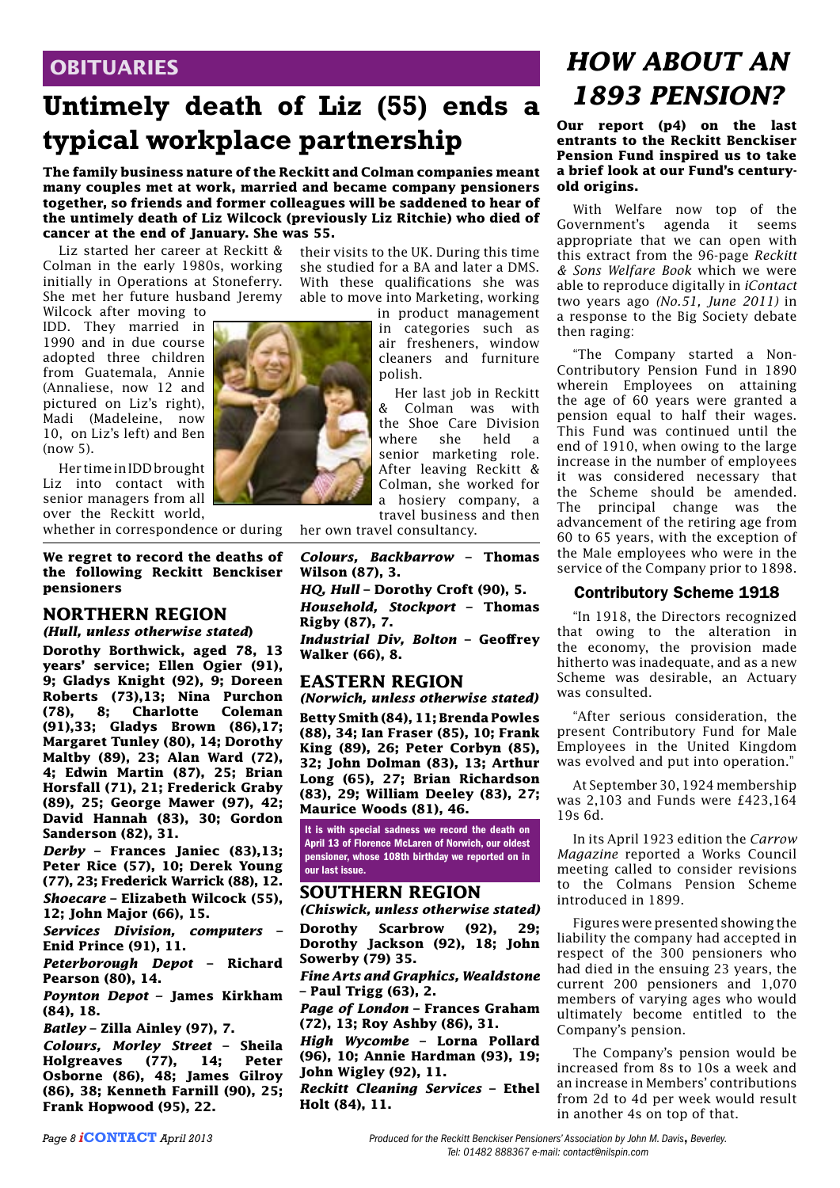## OBITUARIES

# Untimely death of Liz (55) ends a typical workplace partnership

**The family business nature of the Reckitt and Colman companies meant many couples met at work, married and became company pensioners together, so friends and former colleagues will be saddened to hear of the untimely death of Liz Wilcock (previously Liz Ritchie) who died of cancer at the end of January. She was 55.**

Liz started her career at Reckitt & Colman in the early 1980s, working initially in Operations at Stoneferry. She met her future husband Jeremy Wilcock after moving to IDD. They married in 1990 and in due course adopted three children from Guatemala, Annie (Annaliese, now 12 and pictured on Liz's right), Madi (Madeleine, now 10, on Liz's left) and Ben (now 5).

Her time in IDD brought Liz into contact with senior managers from all over the Reckitt world, whether in correspondence or during their visits to the UK. During this time she studied for a BA and later a DMS. With these qualifications she was able to move into Marketing, working in product management in categories such as air fresheners, window cleaners and furniture polish.

Her last job in Reckitt & Colman was with the Shoe Care Division where she held a senior marketing role. After leaving Reckitt & Colman, she worked for a hosiery company, a travel business and then her own travel consultancy.

**We regret to record the deaths of the following Reckitt Benckiser pensioners**

### NORTHERN REGION
***(Hull, unless otherwise stated)***

**Dorothy Borthwick, aged 78, 13 years' service; Ellen Ogier (91), 9; Gladys Knight (92), 9; Doreen Roberts (73),13; Nina Purchon (78), 8; Charlotte Coleman (91),33; Gladys Brown (86),17; Margaret Tunley (80), 14; Dorothy Maltby (89), 23; Alan Ward (72), 4; Edwin Martin (87), 25; Brian Horsfall (71), 21; Frederick Graby (89), 25; George Mawer (97), 42; David Hannah (83), 30; Gordon Sanderson (82), 31.**

***Derby*** **– Frances Janiec (83),13; Peter Rice (57), 10; Derek Young (77), 23; Frederick Warrick (88), 12.**

***Shoecare*** **– Elizabeth Wilcock (55), 12; John Major (66), 15.**

***Services Division, computers*** **– Enid Prince (91), 11.**

***Peterborough Depot*** **– Richard Pearson (80), 14.**

***Poynton Depot*** **– James Kirkham (84), 18.**

***Batley*** **– Zilla Ainley (97), 7.**

***Colours, Morley Street*** **– Sheila Holgreaves (77), 14; Peter Osborne (86), 48; James Gilroy (86), 38; Kenneth Farnill (90), 25; Frank Hopwood (95), 22.**

***Colours, Backbarrow*** **– Thomas Wilson (87), 3.**

***HQ, Hull*** **– Dorothy Croft (90), 5.**

***Household, Stockport*** **– Thomas Rigby (87), 7.**

***Industrial Div, Bolton*** **– Geoffrey Walker (66), 8.**

### EASTERN REGION
***(Norwich, unless otherwise stated)***

**Betty Smith (84), 11; Brenda Powles (88), 34; Ian Fraser (85), 10; Frank King (89), 26; Peter Corbyn (85), 32; John Dolman (83), 13; Arthur Long (65), 27; Brian Richardson (83), 29; William Deeley (83), 27; Maurice Woods (81), 46.**

**It is with special sadness we record the death on April 13 of Florence McLaren of Norwich, our oldest pensioner, whose 108th birthday we reported on in our last issue.**

### SOUTHERN REGION
***(Chiswick, unless otherwise stated)***

**Dorothy Scarbrow (92), 29; Dorothy Jackson (92), 18; John Sowerby (79) 35.**

***Fine Arts and Graphics, Wealdstone*** **– Paul Trigg (63), 2.**

***Page of London*** **– Frances Graham (72), 13; Roy Ashby (86), 31.**

***High Wycombe*** **– Lorna Pollard (96), 10; Annie Hardman (93), 19; John Wigley (92), 11.**

***Reckitt Cleaning Services*** **– Ethel Holt (84), 11.**

# *HOW ABOUT AN 1893 PENSION?*

**Our report (p4) on the last entrants to the Reckitt Benckiser Pension Fund inspired us to take a brief look at our Fund's century-old origins.**

With Welfare now top of the Government's agenda it seems appropriate that we can open with this extract from the 96-page *Reckitt & Sons Welfare Book* which we were able to reproduce digitally in *iContact* two years ago *(No.51, June 2011)* in a response to the Big Society debate then raging:

"The Company started a Non-Contributory Pension Fund in 1890 wherein Employees on attaining the age of 60 years were granted a pension equal to half their wages. This Fund was continued until the end of 1910, when owing to the large increase in the number of employees it was considered necessary that the Scheme should be amended. The principal change was the advancement of the retiring age from 60 to 65 years, with the exception of the Male employees who were in the service of the Company prior to 1898.

### Contributory Scheme 1918

"In 1918, the Directors recognized that owing to the alteration in the economy, the provision made hitherto was inadequate, and as a new Scheme was desirable, an Actuary was consulted.

"After serious consideration, the present Contributory Fund for Male Employees in the United Kingdom was evolved and put into operation."

At September 30, 1924 membership was 2,103 and Funds were £423,164 19s 6d.

In its April 1923 edition the *Carrow Magazine* reported a Works Council meeting called to consider revisions to the Colmans Pension Scheme introduced in 1899.

Figures were presented showing the liability the company had accepted in respect of the 300 pensioners who had died in the ensuing 23 years, the current 200 pensioners and 1,070 members of varying ages who would ultimately become entitled to the Company's pension.

The Company's pension would be increased from 8s to 10s a week and an increase in Members' contributions from 2d to 4d per week would result in another 4s on top of that.

*Produced for the Reckitt Benckiser Pensioners' Association by John M. Davis, Beverley. Tel: 01482 888367 e-mail: contact@nilspin.com*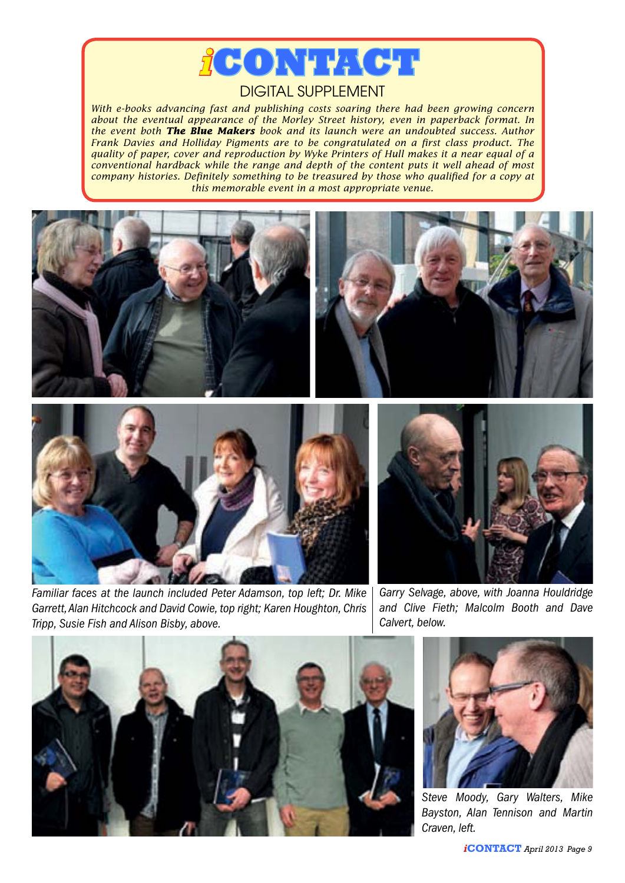# iCONTACT

## DIGITAL SUPPLEMENT

*With e-books advancing fast and publishing costs soaring there had been growing concern about the eventual appearance of the Morley Street history, even in paperback format. In the event both **The Blue Makers** book and its launch were an undoubted success. Author Frank Davies and Holliday Pigments are to be congratulated on a first class product. The quality of paper, cover and reproduction by Wyke Printers of Hull makes it a near equal of a conventional hardback while the range and depth of the content puts it well ahead of most company histories. Definitely something to be treasured by those who qualified for a copy at this memorable event in a most appropriate venue.*

*Familiar faces at the launch included Peter Adamson, top left; Dr. Mike Garrett, Alan Hitchcock and David Cowie, top right; Karen Houghton, Chris Tripp, Susie Fish and Alison Bisby, above.*

*Garry Selvage, above, with Joanna Houldridge and Clive Fieth; Malcolm Booth and Dave Calvert, below.*

*Steve Moody, Gary Walters, Mike Bayston, Alan Tennison and Martin Craven, left.*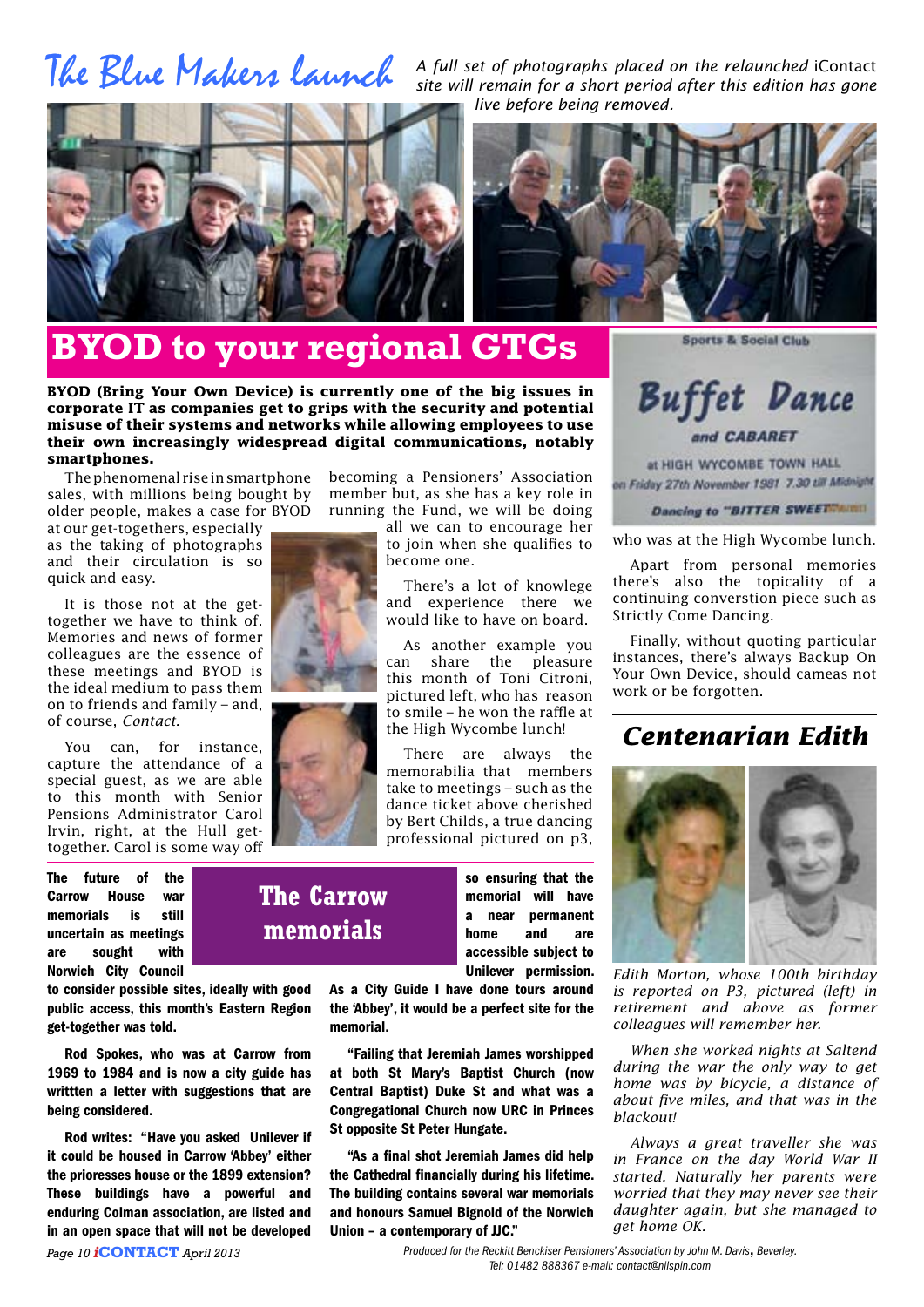# The Blue Makers launch

*A full set of photographs placed on the relaunched* iContact *site will remain for a short period after this edition has gone live before being removed.*

# BYOD to your regional GTGs

**BYOD (Bring Your Own Device) is currently one of the big issues in corporate IT as companies get to grips with the security and potential misuse of their systems and networks while allowing employees to use their own increasingly widespread digital communications, notably smartphones.**

The phenomenal rise in smartphone sales, with millions being bought by older people, makes a case for BYOD at our get-togethers, especially as the taking of photographs and their circulation is so quick and easy.

It is those not at the get-together we have to think of. Memories and news of former colleagues are the essence of these meetings and BYOD is the ideal medium to pass them on to friends and family – and, of course, *Contact.*

You can, for instance, capture the attendance of a special guest, as we are able to this month with Senior Pensions Administrator Carol Irvin, right, at the Hull get-together. Carol is some way off becoming a Pensioners' Association member but, as she has a key role in running the Fund, we will be doing all we can to encourage her to join when she qualifies to become one.

There's a lot of knowlege and experience there we would like to have on board.

As another example you can share the pleasure this month of Toni Citroni, pictured left, who has reason to smile – he won the raffle at the High Wycombe lunch!

There are always the memorabilia that members take to meetings – such as the dance ticket above cherished by Bert Childs, a true dancing professional pictured on p3, who was at the High Wycombe lunch.

Sports & Social Club
Buffet Dance
and CABARET
at HIGH WYCOMBE TOWN HALL
on Friday 27th November 1981 7.30 till Midnight
Dancing to "BITTER SWEET"

Apart from personal memories there's also the topicality of a continuing converstion piece such as Strictly Come Dancing.

Finally, without quoting particular instances, there's always Backup On Your Own Device, should cameas not work or be forgotten.

## The Carrow memorials

**The future of the Carrow House war memorials is still uncertain as meetings are sought with Norwich City Council to consider possible sites, ideally with good public access, this month's Eastern Region get-together was told.**

**Rod Spokes, who was at Carrow from 1969 to 1984 and is now a city guide has writtten a letter with suggestions that are being considered.**

**Rod writes: "Have you asked Unilever if it could be housed in Carrow 'Abbey' either the prioresses house or the 1899 extension? These buildings have a powerful and enduring Colman association, are listed and in an open space that will not be developed so ensuring that the memorial will have a near permanent home and are accessible subject to Unilever permission. As a City Guide I have done tours around the 'Abbey', it would be a perfect site for the memorial.**

**"Failing that Jeremiah James worshipped at both St Mary's Baptist Church (now Central Baptist) Duke St and what was a Congregational Church now URC in Princes St opposite St Peter Hungate.**

**"As a final shot Jeremiah James did help the Cathedral financially during his lifetime. The building contains several war memorials and honours Samuel Bignold of the Norwich Union – a contemporary of JJC."**

## *Centenarian Edith*

*Edith Morton, whose 100th birthday is reported on P3, pictured (left) in retirement and above as former colleagues will remember her.*

*When she worked nights at Saltend during the war the only way to get home was by bicycle, a distance of about five miles, and that was in the blackout!*

*Always a great traveller she was in France on the day World War II started. Naturally her parents were worried that they may never see their daughter again, but she managed to get home OK.*

Produced for the Reckitt Benckiser Pensioners' Association by John M. Davis, Beverley.
Tel: 01482 888367 e-mail: contact@nilspin.com